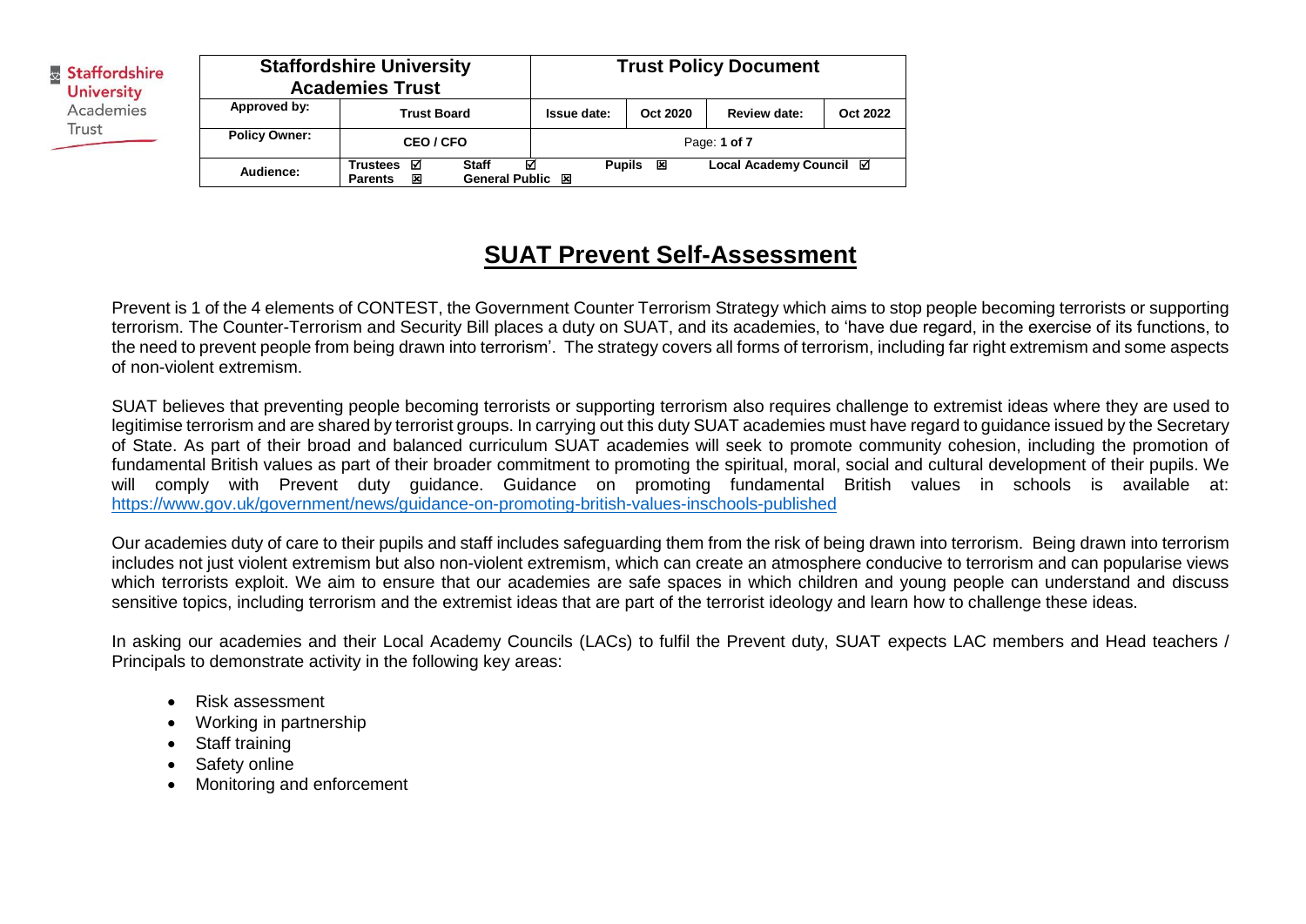| Staffordshire University Academies Trust | | Trust Policy Document | | | |
|---|---|---|---|---|---|
| Approved by: | Trust Board | Issue date: | Oct 2020 | Review date: | Oct 2022 |
| Policy Owner: | CEO / CFO | Page: **1 of 7** | | | |
| Audience: | Trustees ☑ Staff ☑ Parents ☒ General Public ☒ | Pupils ☒ Local Academy Council ☑ | | | |

# SUAT Prevent Self-Assessment

Prevent is 1 of the 4 elements of CONTEST, the Government Counter Terrorism Strategy which aims to stop people becoming terrorists or supporting terrorism. The Counter-Terrorism and Security Bill places a duty on SUAT, and its academies, to 'have due regard, in the exercise of its functions, to the need to prevent people from being drawn into terrorism'. The strategy covers all forms of terrorism, including far right extremism and some aspects of non-violent extremism.

SUAT believes that preventing people becoming terrorists or supporting terrorism also requires challenge to extremist ideas where they are used to legitimise terrorism and are shared by terrorist groups. In carrying out this duty SUAT academies must have regard to guidance issued by the Secretary of State. As part of their broad and balanced curriculum SUAT academies will seek to promote community cohesion, including the promotion of fundamental British values as part of their broader commitment to promoting the spiritual, moral, social and cultural development of their pupils. We will comply with Prevent duty guidance. Guidance on promoting fundamental British values in schools is available at: https://www.gov.uk/government/news/guidance-on-promoting-british-values-inschools-published

Our academies duty of care to their pupils and staff includes safeguarding them from the risk of being drawn into terrorism. Being drawn into terrorism includes not just violent extremism but also non-violent extremism, which can create an atmosphere conducive to terrorism and can popularise views which terrorists exploit. We aim to ensure that our academies are safe spaces in which children and young people can understand and discuss sensitive topics, including terrorism and the extremist ideas that are part of the terrorist ideology and learn how to challenge these ideas.

In asking our academies and their Local Academy Councils (LACs) to fulfil the Prevent duty, SUAT expects LAC members and Head teachers / Principals to demonstrate activity in the following key areas:

- Risk assessment
- Working in partnership
- Staff training
- Safety online
- Monitoring and enforcement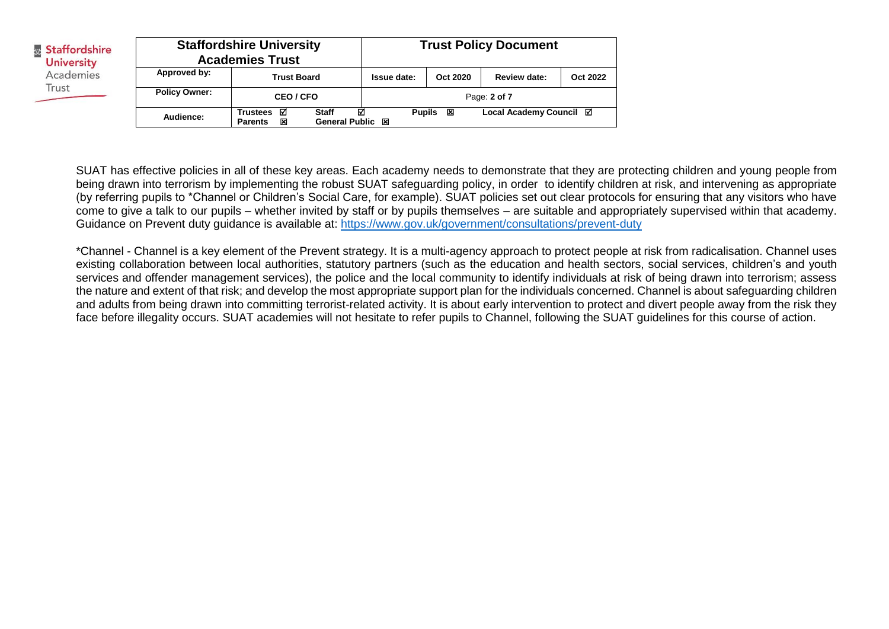SUAT has effective policies in all of these key areas. Each academy needs to demonstrate that they are protecting children and young people from being drawn into terrorism by implementing the robust SUAT safeguarding policy, in order to identify children at risk, and intervening as appropriate (by referring pupils to *Channel or Children's Social Care, for example). SUAT policies set out clear protocols for ensuring that any visitors who have come to give a talk to our pupils – whether invited by staff or by pupils themselves – are suitable and appropriately supervised within that academy. Guidance on Prevent duty guidance is available at: https://www.gov.uk/government/consultations/prevent-duty

*Channel - Channel is a key element of the Prevent strategy. It is a multi-agency approach to protect people at risk from radicalisation. Channel uses existing collaboration between local authorities, statutory partners (such as the education and health sectors, social services, children's and youth services and offender management services), the police and the local community to identify individuals at risk of being drawn into terrorism; assess the nature and extent of that risk; and develop the most appropriate support plan for the individuals concerned. Channel is about safeguarding children and adults from being drawn into committing terrorist-related activity. It is about early intervention to protect and divert people away from the risk they face before illegality occurs. SUAT academies will not hesitate to refer pupils to Channel, following the SUAT guidelines for this course of action.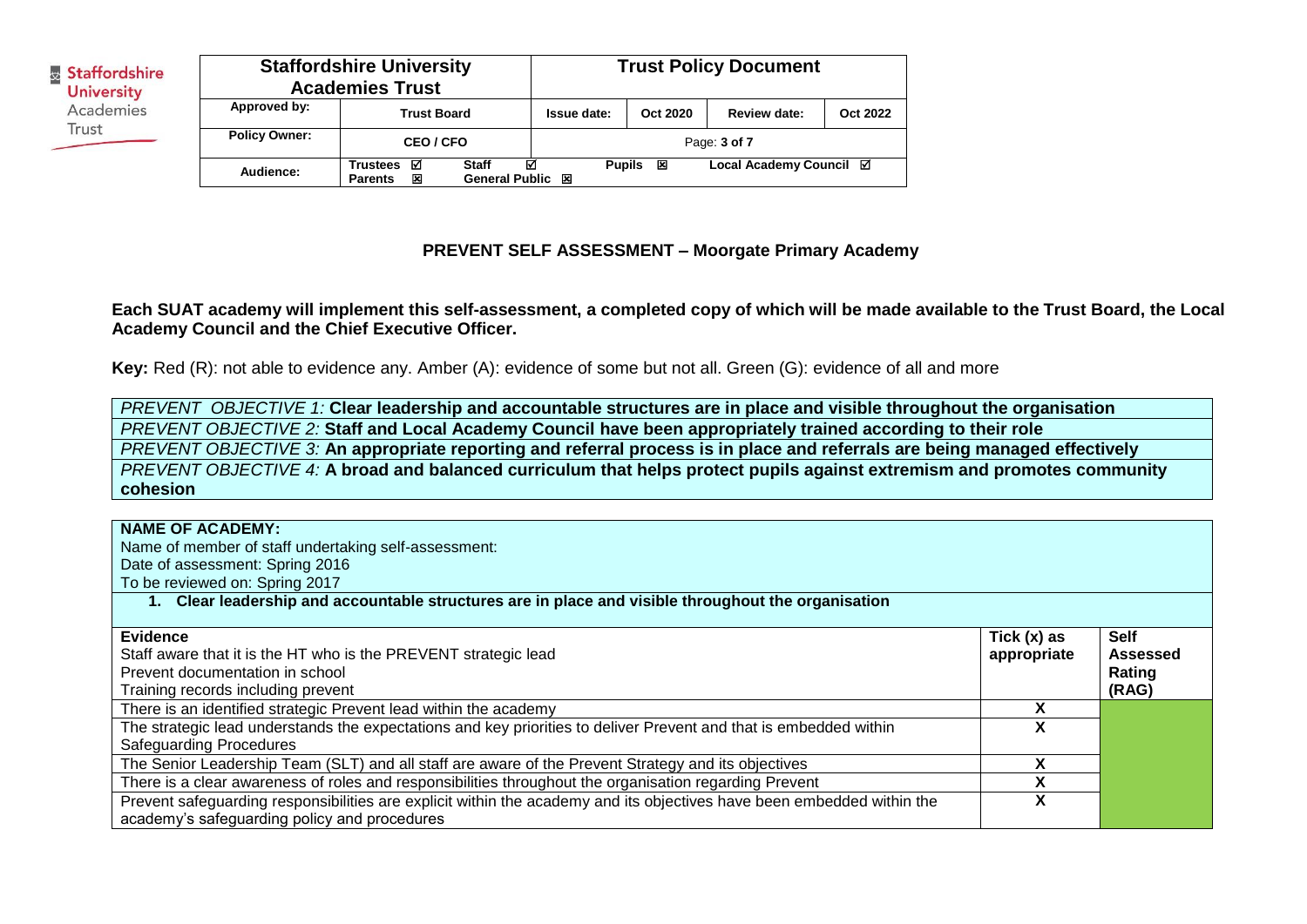| Staffordshire University Academies Trust | | Trust Policy Document | | | |
|---|---|---|---|---|---|
| **Approved by:** | Trust Board | Issue date: | Oct 2020 | Review date: | Oct 2022 |
| **Policy Owner:** | CEO / CFO | Page: **3 of 7** | | | |
| **Audience:** | Trustees ☑ Staff ☑ Parents ☒ General Public ☒ | Pupils ☒ Local Academy Council ☑ | | | |

## PREVENT SELF ASSESSMENT – Moorgate Primary Academy

**Each SUAT academy will implement this self-assessment, a completed copy of which will be made available to the Trust Board, the Local Academy Council and the Chief Executive Officer.**

**Key:** Red (R): not able to evidence any. Amber (A): evidence of some but not all. Green (G): evidence of all and more

| |
|---|
| *PREVENT OBJECTIVE 1:* **Clear leadership and accountable structures are in place and visible throughout the organisation** |
| *PREVENT OBJECTIVE 2:* **Staff and Local Academy Council have been appropriately trained according to their role** |
| *PREVENT OBJECTIVE 3:* **An appropriate reporting and referral process is in place and referrals are being managed effectively** |
| *PREVENT OBJECTIVE 4:* **A broad and balanced curriculum that helps protect pupils against extremism and promotes community cohesion** |

**NAME OF ACADEMY:**
Name of member of staff undertaking self-assessment:
Date of assessment: Spring 2016
To be reviewed on: Spring 2017

1. **Clear leadership and accountable structures are in place and visible throughout the organisation**

| **Evidence**<br>Staff aware that it is the HT who is the PREVENT strategic lead<br>Prevent documentation in school<br>Training records including prevent | **Tick (x) as appropriate** | **Self Assessed Rating (RAG)** |
|---|---|---|
| There is an identified strategic Prevent lead within the academy | X | Green |
| The strategic lead understands the expectations and key priorities to deliver Prevent and that is embedded within Safeguarding Procedures | X | |
| The Senior Leadership Team (SLT) and all staff are aware of the Prevent Strategy and its objectives | X | |
| There is a clear awareness of roles and responsibilities throughout the organisation regarding Prevent | X | |
| Prevent safeguarding responsibilities are explicit within the academy and its objectives have been embedded within the academy's safeguarding policy and procedures | X | |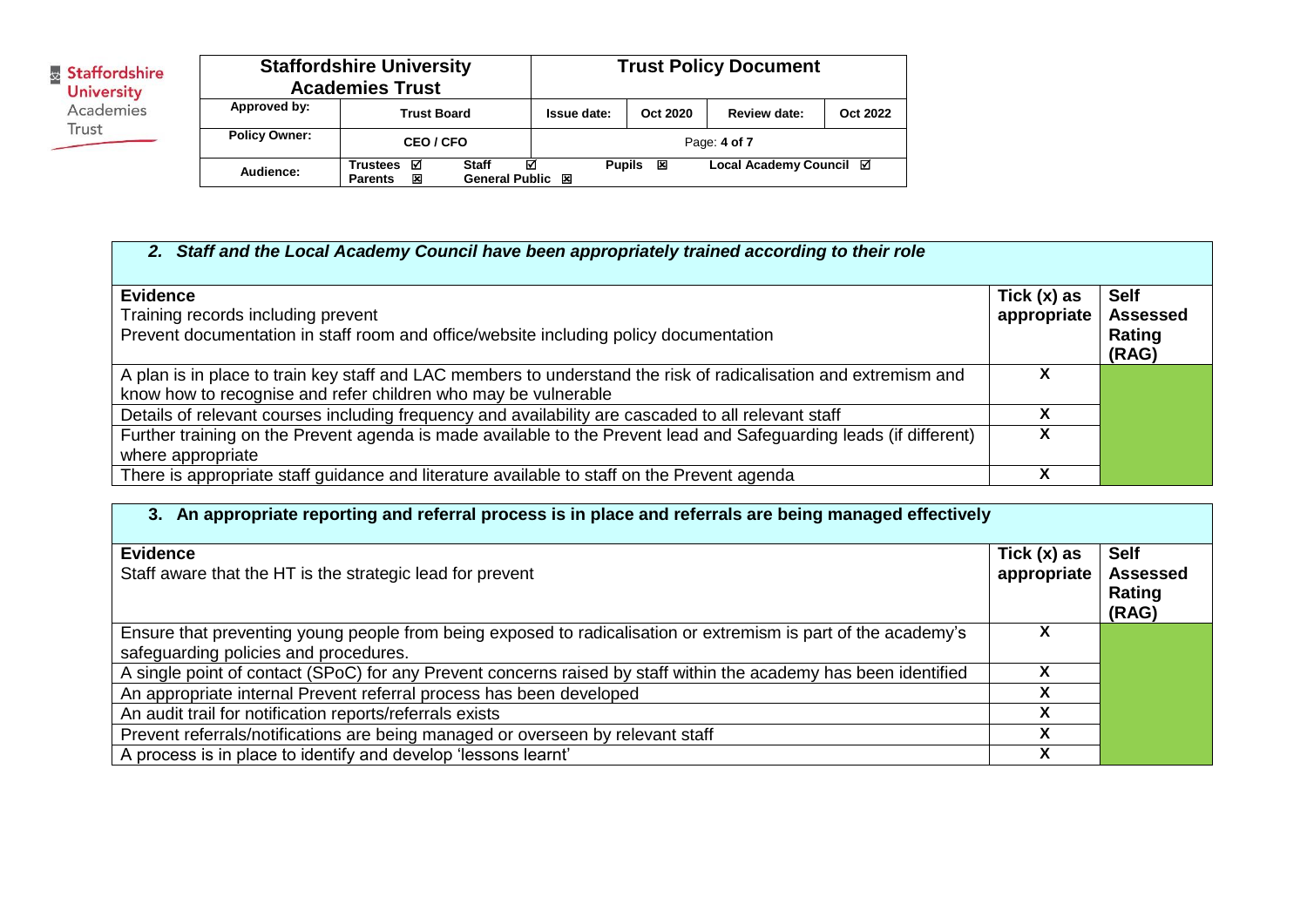| **2. Staff and the Local Academy Council have been appropriately trained according to their role** | | |
|---|---|---|
| **Evidence**<br>Training records including prevent<br>Prevent documentation in staff room and office/website including policy documentation | **Tick (x) as appropriate** | **Self Assessed Rating (RAG)** |
| A plan is in place to train key staff and LAC members to understand the risk of radicalisation and extremism and know how to recognise and refer children who may be vulnerable | X | |
| Details of relevant courses including frequency and availability are cascaded to all relevant staff | X | |
| Further training on the Prevent agenda is made available to the Prevent lead and Safeguarding leads (if different) where appropriate | X | |
| There is appropriate staff guidance and literature available to staff on the Prevent agenda | X | |

| **3. An appropriate reporting and referral process is in place and referrals are being managed effectively** | | |
|---|---|---|
| **Evidence**<br>Staff aware that the HT is the strategic lead for prevent | **Tick (x) as appropriate** | **Self Assessed Rating (RAG)** |
| Ensure that preventing young people from being exposed to radicalisation or extremism is part of the academy's safeguarding policies and procedures. | X | |
| A single point of contact (SPoC) for any Prevent concerns raised by staff within the academy has been identified | X | |
| An appropriate internal Prevent referral process has been developed | X | |
| An audit trail for notification reports/referrals exists | X | |
| Prevent referrals/notifications are being managed or overseen by relevant staff | X | |
| A process is in place to identify and develop 'lessons learnt' | X | |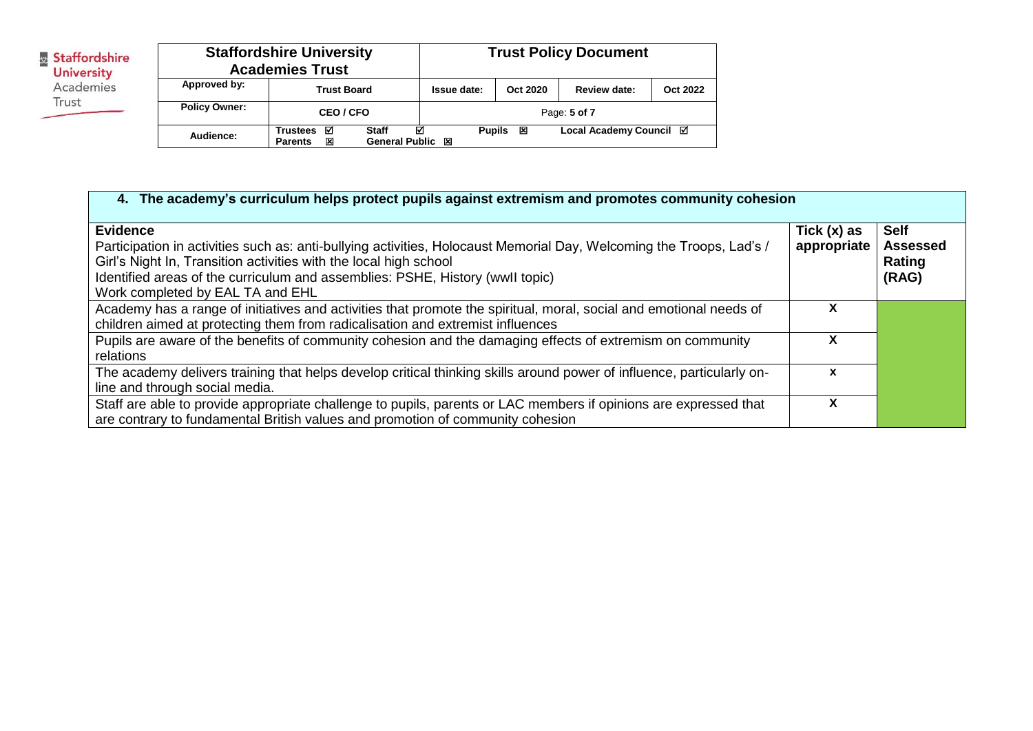| 4. The academy's curriculum helps protect pupils against extremism and promotes community cohesion | | |
|---|---|---|
| **Evidence**<br>Participation in activities such as: anti-bullying activities, Holocaust Memorial Day, Welcoming the Troops, Lad's / Girl's Night In, Transition activities with the local high school<br>Identified areas of the curriculum and assemblies: PSHE, History (wwII topic)<br>Work completed by EAL TA and EHL | **Tick (x) as appropriate** | **Self Assessed Rating (RAG)** |
| Academy has a range of initiatives and activities that promote the spiritual, moral, social and emotional needs of children aimed at protecting them from radicalisation and extremist influences | X | |
| Pupils are aware of the benefits of community cohesion and the damaging effects of extremism on community relations | X | |
| The academy delivers training that helps develop critical thinking skills around power of influence, particularly on-line and through social media. | x | |
| Staff are able to provide appropriate challenge to pupils, parents or LAC members if opinions are expressed that are contrary to fundamental British values and promotion of community cohesion | X | |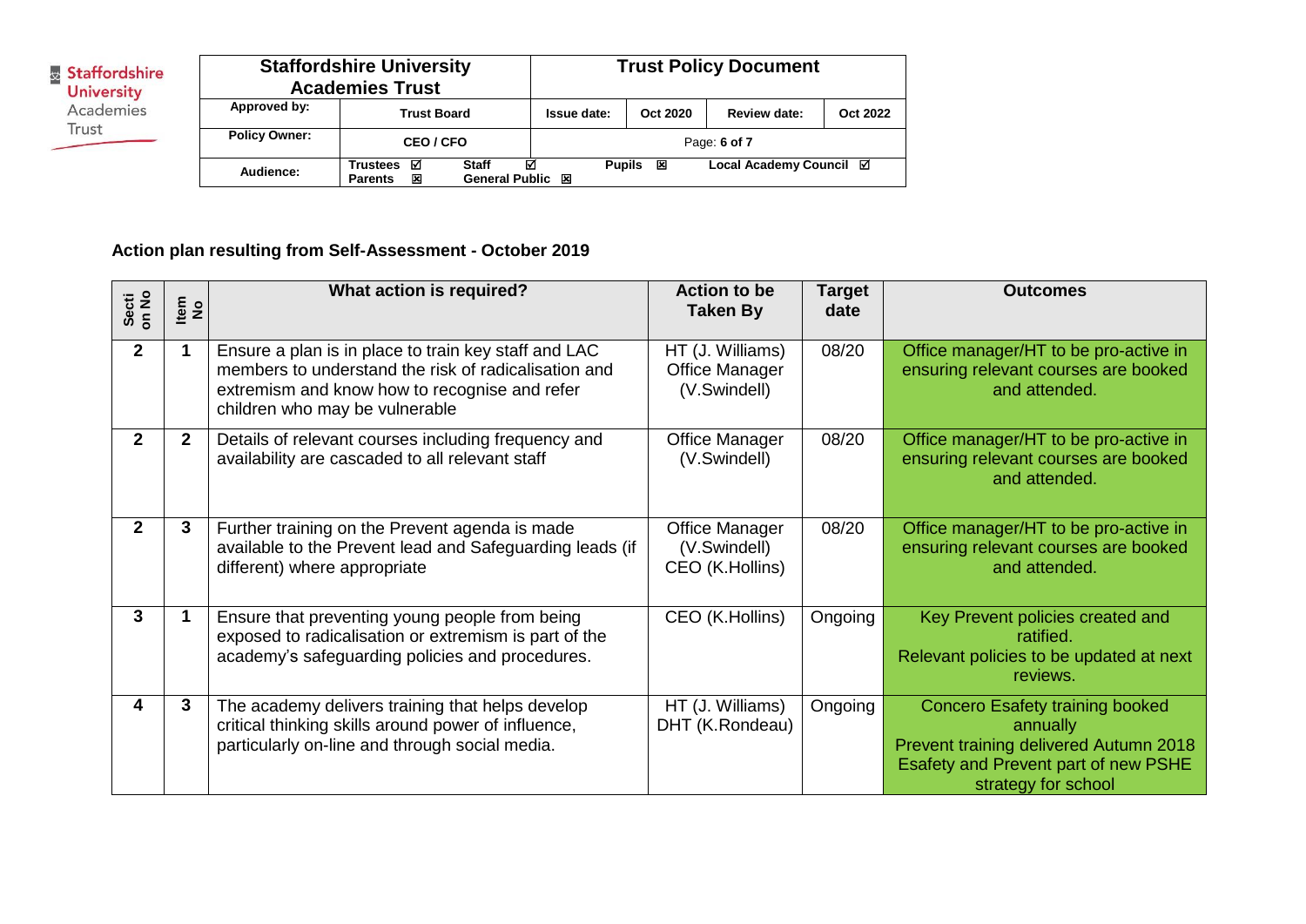## Action plan resulting from Self-Assessment - October 2019

| Section No | Item No | What action is required? | Action to be Taken By | Target date | Outcomes |
|---|---|---|---|---|---|
| 2 | 1 | Ensure a plan is in place to train key staff and LAC members to understand the risk of radicalisation and extremism and know how to recognise and refer children who may be vulnerable | HT (J. Williams) Office Manager (V.Swindell) | 08/20 | Office manager/HT to be pro-active in ensuring relevant courses are booked and attended. |
| 2 | 2 | Details of relevant courses including frequency and availability are cascaded to all relevant staff | Office Manager (V.Swindell) | 08/20 | Office manager/HT to be pro-active in ensuring relevant courses are booked and attended. |
| 2 | 3 | Further training on the Prevent agenda is made available to the Prevent lead and Safeguarding leads (if different) where appropriate | Office Manager (V.Swindell) CEO (K.Hollins) | 08/20 | Office manager/HT to be pro-active in ensuring relevant courses are booked and attended. |
| 3 | 1 | Ensure that preventing young people from being exposed to radicalisation or extremism is part of the academy's safeguarding policies and procedures. | CEO (K.Hollins) | Ongoing | Key Prevent policies created and ratified. Relevant policies to be updated at next reviews. |
| 4 | 3 | The academy delivers training that helps develop critical thinking skills around power of influence, particularly on-line and through social media. | HT (J. Williams) DHT (K.Rondeau) | Ongoing | Concero Esafety training booked annually Prevent training delivered Autumn 2018 Esafety and Prevent part of new PSHE strategy for school |